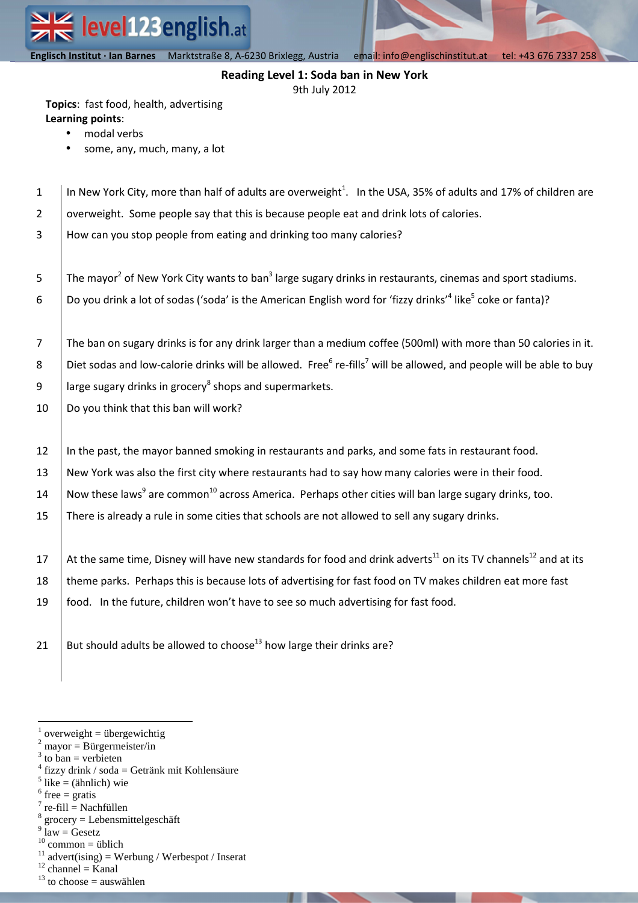**Englisch Institut · Ian Barnes** Marktstraße 8, A-6230 Brixlegg, Austria email: info@englischinstitut.at tel: +43 676 7337 258

## Reading Level 1: Soda ban in New York

9th July 2012

**Topics**: fast food, health, advertising
**Learning points**:

- modal verbs
- some, any, much, many, a lot

1 In New York City, more than half of adults are overweight[1]. In the USA, 35% of adults and 17% of children are
2 overweight. Some people say that this is because people eat and drink lots of calories.
3 How can you stop people from eating and drinking too many calories?

5 The mayor[2] of New York City wants to ban[3] large sugary drinks in restaurants, cinemas and sport stadiums.
6 Do you drink a lot of sodas ('soda' is the American English word for 'fizzy drinks'[4] like[5] coke or fanta)?

7 The ban on sugary drinks is for any drink larger than a medium coffee (500ml) with more than 50 calories in it.
8 Diet sodas and low-calorie drinks will be allowed. Free[6] re-fills[7] will be allowed, and people will be able to buy
9 large sugary drinks in grocery[8] shops and supermarkets.
10 Do you think that this ban will work?

12 In the past, the mayor banned smoking in restaurants and parks, and some fats in restaurant food.
13 New York was also the first city where restaurants had to say how many calories were in their food.
14 Now these laws[9] are common[10] across America. Perhaps other cities will ban large sugary drinks, too.
15 There is already a rule in some cities that schools are not allowed to sell any sugary drinks.

17 At the same time, Disney will have new standards for food and drink adverts[11] on its TV channels[12] and at its
18 theme parks. Perhaps this is because lots of advertising for fast food on TV makes children eat more fast
19 food. In the future, children won't have to see so much advertising for fast food.

21 But should adults be allowed to choose[13] how large their drinks are?

---

[1] overweight = übergewichtig
[2] mayor = Bürgermeister/in
[3] to ban = verbieten
[4] fizzy drink / soda = Getränk mit Kohlensäure
[5] like = (ähnlich) wie
[6] free = gratis
[7] re-fill = Nachfüllen
[8] grocery = Lebensmittelgeschäft
[9] law = Gesetz
[10] common = üblich
[11] advert(ising) = Werbung / Werbespot / Inserat
[12] channel = Kanal
[13] to choose = auswählen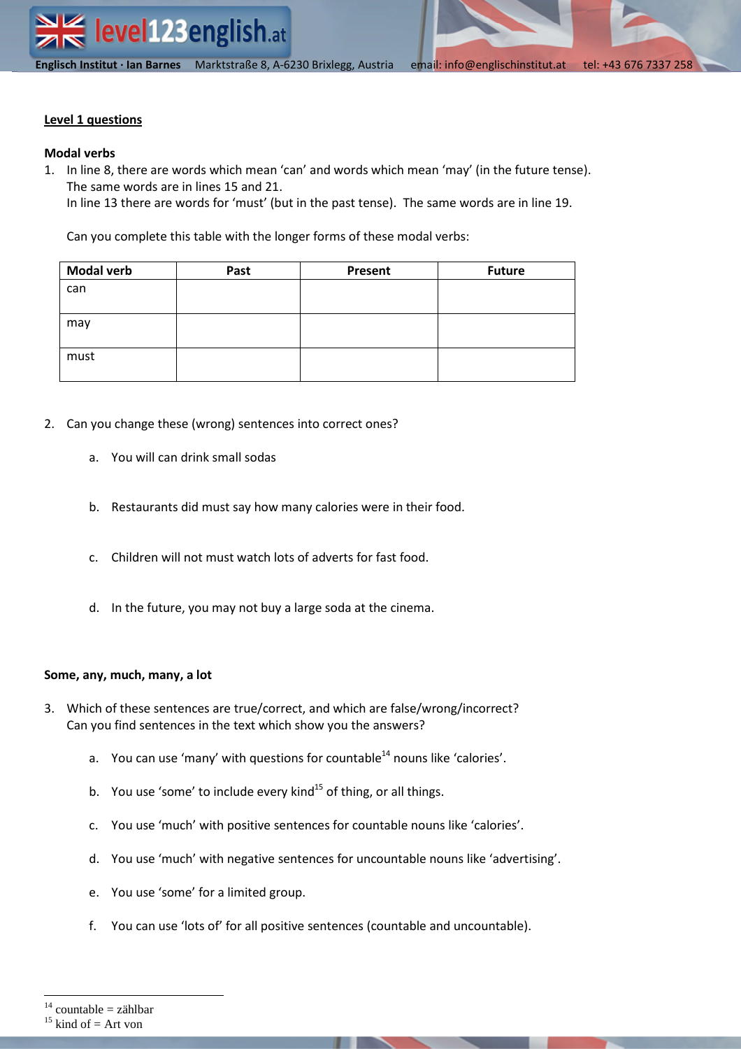## Level 1 questions

### Modal verbs

1. In line 8, there are words which mean 'can' and words which mean 'may' (in the future tense). The same words are in lines 15 and 21.
   In line 13 there are words for 'must' (but in the past tense). The same words are in line 19.

   Can you complete this table with the longer forms of these modal verbs:

| Modal verb | Past | Present | Future |
|---|---|---|---|
| can | | | |
| may | | | |
| must | | | |

2. Can you change these (wrong) sentences into correct ones?

   a. You will can drink small sodas

   b. Restaurants did must say how many calories were in their food.

   c. Children will not must watch lots of adverts for fast food.

   d. In the future, you may not buy a large soda at the cinema.

### Some, any, much, many, a lot

3. Which of these sentences are true/correct, and which are false/wrong/incorrect?
   Can you find sentences in the text which show you the answers?

   a. You can use 'many' with questions for countable[14] nouns like 'calories'.

   b. You use 'some' to include every kind[15] of thing, or all things.

   c. You use 'much' with positive sentences for countable nouns like 'calories'.

   d. You use 'much' with negative sentences for uncountable nouns like 'advertising'.

   e. You use 'some' for a limited group.

   f. You can use 'lots of' for all positive sentences (countable and uncountable).

---

[14] countable = zählbar
[15] kind of = Art von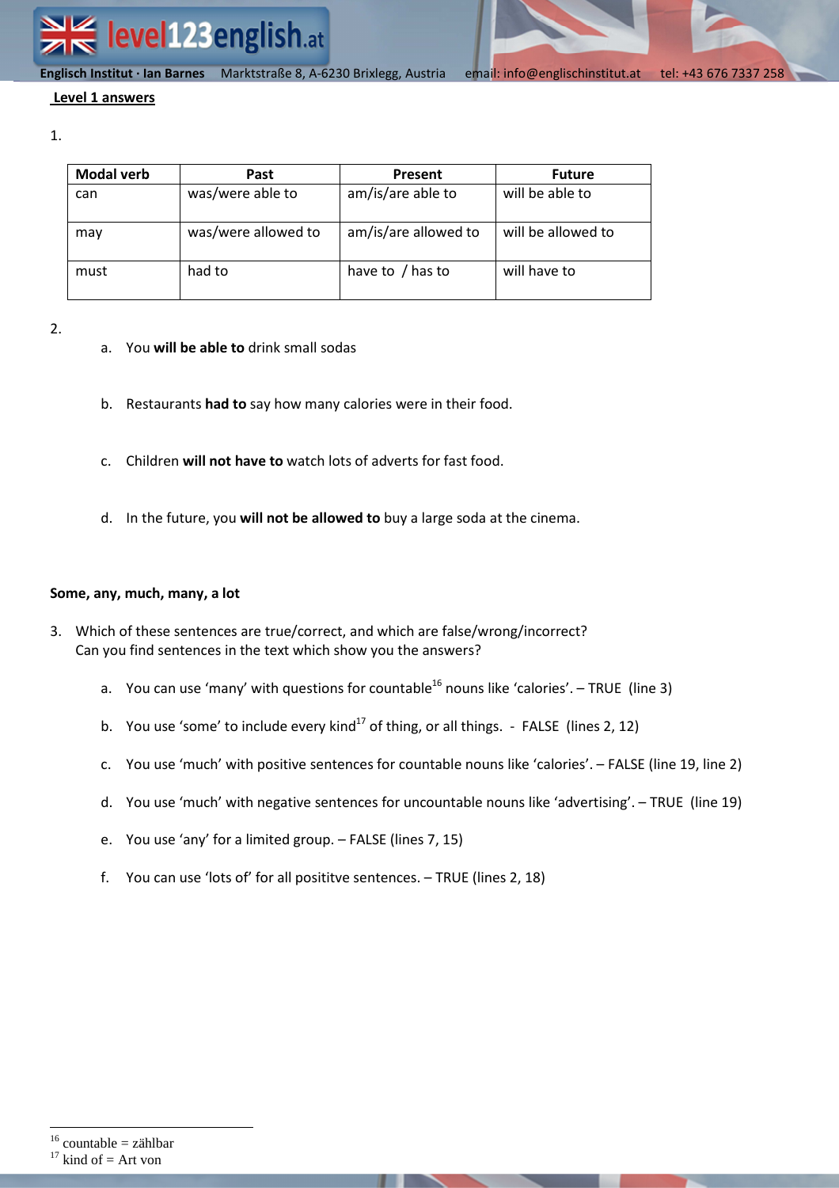**Level 1 answers**

1.

| Modal verb | Past | Present | Future |
|---|---|---|---|
| can | was/were able to | am/is/are able to | will be able to |
| may | was/were allowed to | am/is/are allowed to | will be allowed to |
| must | had to | have to / has to | will have to |

2.

a. You **will be able to** drink small sodas

b. Restaurants **had to** say how many calories were in their food.

c. Children **will not have to** watch lots of adverts for fast food.

d. In the future, you **will not be allowed to** buy a large soda at the cinema.

**Some, any, much, many, a lot**

3. Which of these sentences are true/correct, and which are false/wrong/incorrect?
   Can you find sentences in the text which show you the answers?

a. You can use 'many' with questions for countable[16] nouns like 'calories'. – TRUE (line 3)

b. You use 'some' to include every kind[17] of thing, or all things. - FALSE (lines 2, 12)

c. You use 'much' with positive sentences for countable nouns like 'calories'. – FALSE (line 19, line 2)

d. You use 'much' with negative sentences for uncountable nouns like 'advertising'. – TRUE (line 19)

e. You use 'any' for a limited group. – FALSE (lines 7, 15)

f. You can use 'lots of' for all posititve sentences. – TRUE (lines 2, 18)

---

[16] countable = zählbar
[17] kind of = Art von